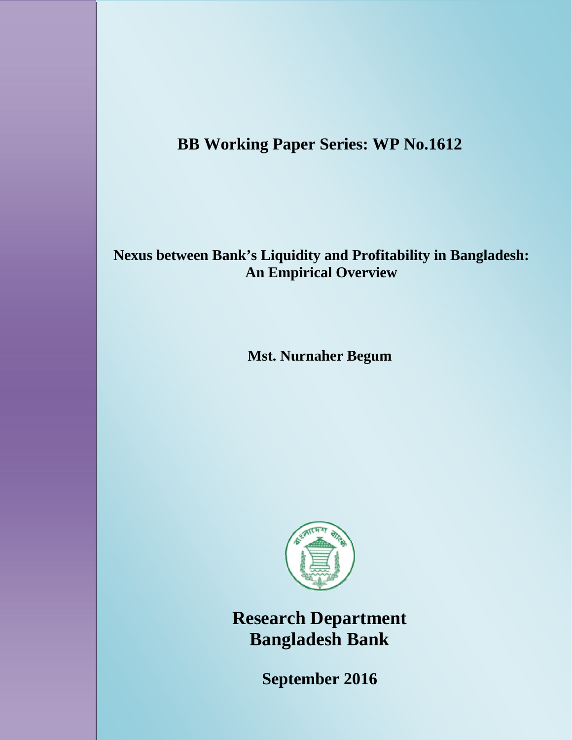**BB Working Paper Series: WP No.1612**

# Nexus between Bank's Liquidity and Profitability in Bangladesh: An Empirical Overview

**Mst. Nurnaher Begum**

**Research Department**
**Bangladesh Bank**

**September 2016**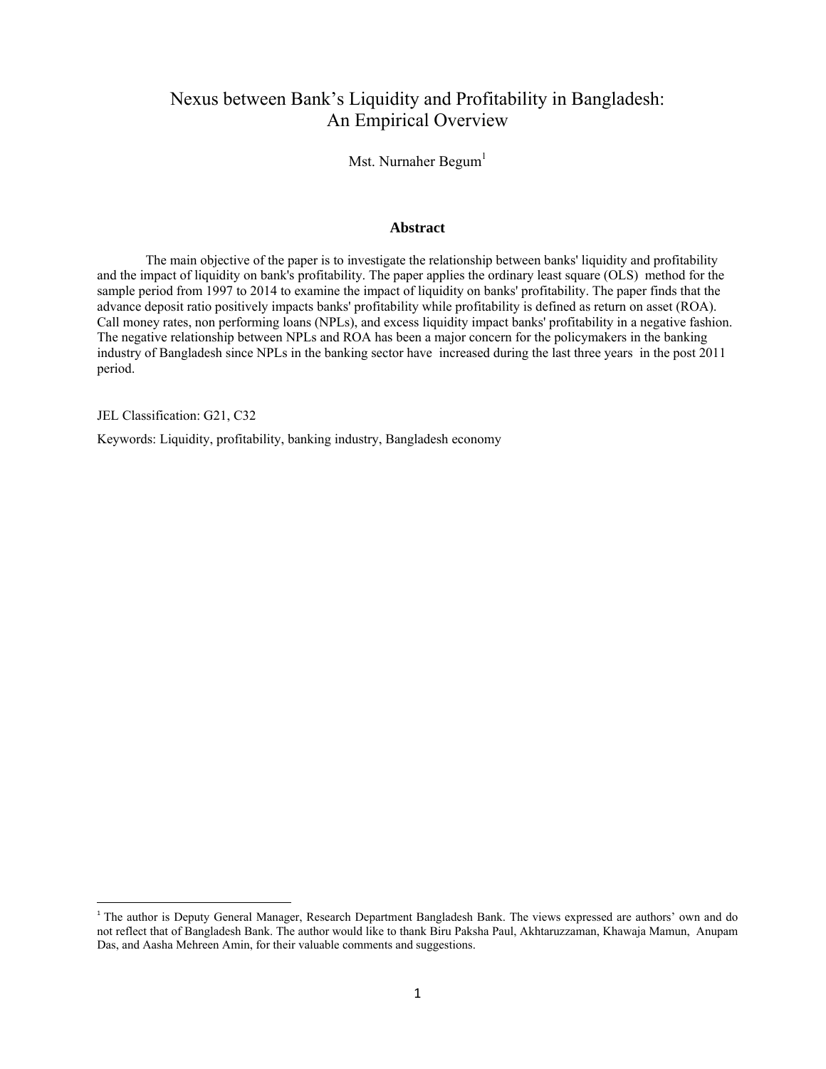# Nexus between Bank's Liquidity and Profitability in Bangladesh: An Empirical Overview

Mst. Nurnaher Begum[1]

## Abstract

The main objective of the paper is to investigate the relationship between banks' liquidity and profitability and the impact of liquidity on bank's profitability. The paper applies the ordinary least square (OLS) method for the sample period from 1997 to 2014 to examine the impact of liquidity on banks' profitability. The paper finds that the advance deposit ratio positively impacts banks' profitability while profitability is defined as return on asset (ROA). Call money rates, non performing loans (NPLs), and excess liquidity impact banks' profitability in a negative fashion. The negative relationship between NPLs and ROA has been a major concern for the policymakers in the banking industry of Bangladesh since NPLs in the banking sector have increased during the last three years in the post 2011 period.

JEL Classification: G21, C32

Keywords: Liquidity, profitability, banking industry, Bangladesh economy

---

[1] The author is Deputy General Manager, Research Department Bangladesh Bank. The views expressed are authors' own and do not reflect that of Bangladesh Bank. The author would like to thank Biru Paksha Paul, Akhtaruzzaman, Khawaja Mamun, Anupam Das, and Aasha Mehreen Amin, for their valuable comments and suggestions.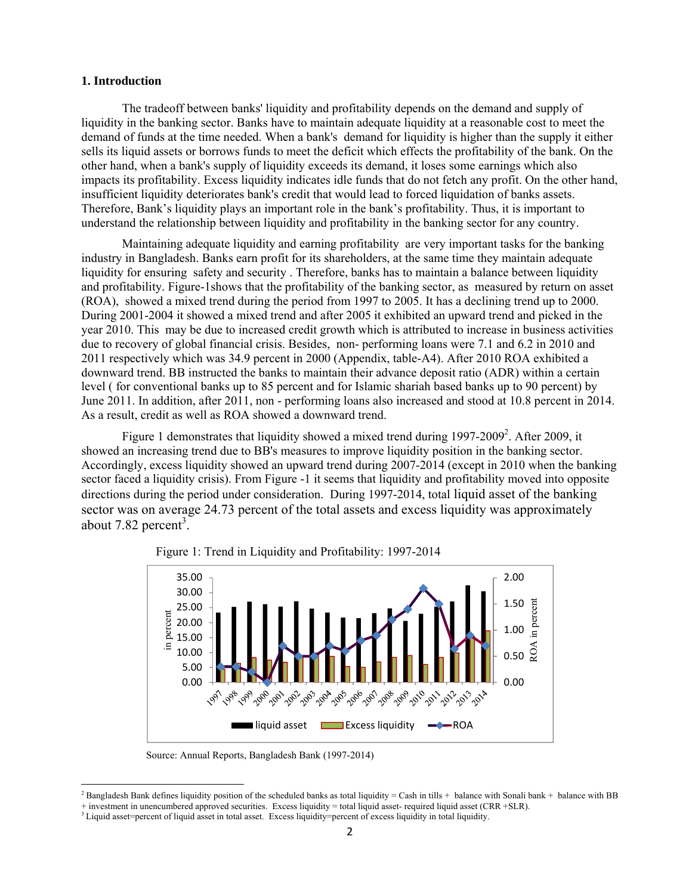## 1. Introduction

The tradeoff between banks' liquidity and profitability depends on the demand and supply of liquidity in the banking sector. Banks have to maintain adequate liquidity at a reasonable cost to meet the demand of funds at the time needed. When a bank's demand for liquidity is higher than the supply it either sells its liquid assets or borrows funds to meet the deficit which effects the profitability of the bank. On the other hand, when a bank's supply of liquidity exceeds its demand, it loses some earnings which also impacts its profitability. Excess liquidity indicates idle funds that do not fetch any profit. On the other hand, insufficient liquidity deteriorates bank's credit that would lead to forced liquidation of banks assets. Therefore, Bank's liquidity plays an important role in the bank's profitability. Thus, it is important to understand the relationship between liquidity and profitability in the banking sector for any country.

Maintaining adequate liquidity and earning profitability are very important tasks for the banking industry in Bangladesh. Banks earn profit for its shareholders, at the same time they maintain adequate liquidity for ensuring safety and security . Therefore, banks has to maintain a balance between liquidity and profitability. Figure-1shows that the profitability of the banking sector, as measured by return on asset (ROA), showed a mixed trend during the period from 1997 to 2005. It has a declining trend up to 2000. During 2001-2004 it showed a mixed trend and after 2005 it exhibited an upward trend and picked in the year 2010. This may be due to increased credit growth which is attributed to increase in business activities due to recovery of global financial crisis. Besides, non- performing loans were 7.1 and 6.2 in 2010 and 2011 respectively which was 34.9 percent in 2000 (Appendix, table-A4). After 2010 ROA exhibited a downward trend. BB instructed the banks to maintain their advance deposit ratio (ADR) within a certain level ( for conventional banks up to 85 percent and for Islamic shariah based banks up to 90 percent) by June 2011. In addition, after 2011, non - performing loans also increased and stood at 10.8 percent in 2014. As a result, credit as well as ROA showed a downward trend.

Figure 1 demonstrates that liquidity showed a mixed trend during 1997-2009[2]. After 2009, it showed an increasing trend due to BB's measures to improve liquidity position in the banking sector. Accordingly, excess liquidity showed an upward trend during 2007-2014 (except in 2010 when the banking sector faced a liquidity crisis). From Figure -1 it seems that liquidity and profitability moved into opposite directions during the period under consideration. During 1997-2014, total liquid asset of the banking sector was on average 24.73 percent of the total assets and excess liquidity was approximately about 7.82 percent[3].

Figure 1: Trend in Liquidity and Profitability: 1997-2014

Source: Annual Reports, Bangladesh Bank (1997-2014)

---

[2] Bangladesh Bank defines liquidity position of the scheduled banks as total liquidity = Cash in tills + balance with Sonali bank + balance with BB + investment in unencumbered approved securities. Excess liquidity = total liquid asset- required liquid asset (CRR +SLR).

[3] Liquid asset=percent of liquid asset in total asset. Excess liquidity=percent of excess liquidity in total liquidity.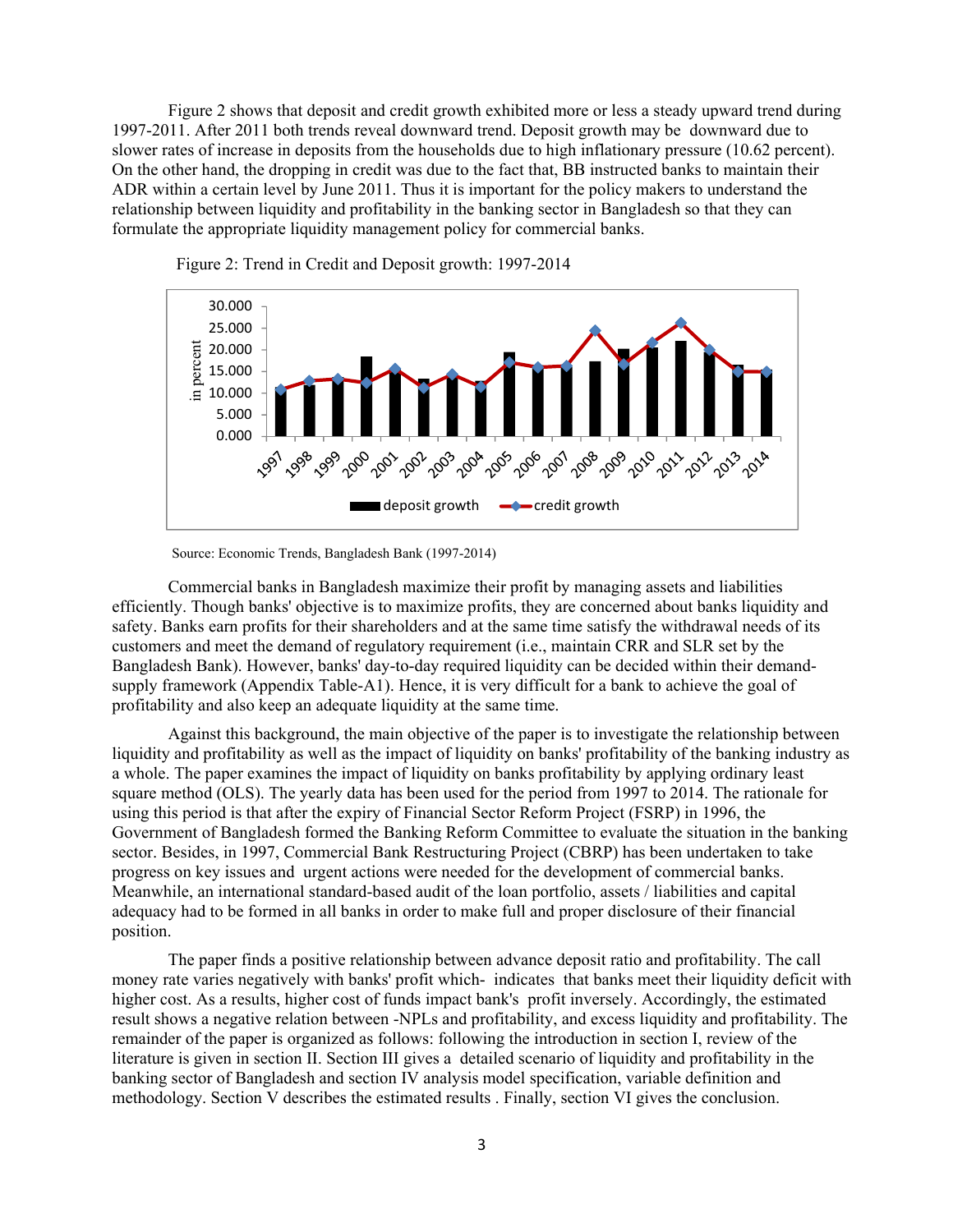Figure 2 shows that deposit and credit growth exhibited more or less a steady upward trend during 1997-2011. After 2011 both trends reveal downward trend. Deposit growth may be downward due to slower rates of increase in deposits from the households due to high inflationary pressure (10.62 percent). On the other hand, the dropping in credit was due to the fact that, BB instructed banks to maintain their ADR within a certain level by June 2011. Thus it is important for the policy makers to understand the relationship between liquidity and profitability in the banking sector in Bangladesh so that they can formulate the appropriate liquidity management policy for commercial banks.

Figure 2: Trend in Credit and Deposit growth: 1997-2014

Source: Economic Trends, Bangladesh Bank (1997-2014)

Commercial banks in Bangladesh maximize their profit by managing assets and liabilities efficiently. Though banks' objective is to maximize profits, they are concerned about banks liquidity and safety. Banks earn profits for their shareholders and at the same time satisfy the withdrawal needs of its customers and meet the demand of regulatory requirement (i.e., maintain CRR and SLR set by the Bangladesh Bank). However, banks' day-to-day required liquidity can be decided within their demand-supply framework (Appendix Table-A1). Hence, it is very difficult for a bank to achieve the goal of profitability and also keep an adequate liquidity at the same time.

Against this background, the main objective of the paper is to investigate the relationship between liquidity and profitability as well as the impact of liquidity on banks' profitability of the banking industry as a whole. The paper examines the impact of liquidity on banks profitability by applying ordinary least square method (OLS). The yearly data has been used for the period from 1997 to 2014. The rationale for using this period is that after the expiry of Financial Sector Reform Project (FSRP) in 1996, the Government of Bangladesh formed the Banking Reform Committee to evaluate the situation in the banking sector. Besides, in 1997, Commercial Bank Restructuring Project (CBRP) has been undertaken to take progress on key issues and urgent actions were needed for the development of commercial banks. Meanwhile, an international standard-based audit of the loan portfolio, assets / liabilities and capital adequacy had to be formed in all banks in order to make full and proper disclosure of their financial position.

The paper finds a positive relationship between advance deposit ratio and profitability. The call money rate varies negatively with banks' profit which- indicates that banks meet their liquidity deficit with higher cost. As a results, higher cost of funds impact bank's profit inversely. Accordingly, the estimated result shows a negative relation between -NPLs and profitability, and excess liquidity and profitability. The remainder of the paper is organized as follows: following the introduction in section I, review of the literature is given in section II. Section III gives a detailed scenario of liquidity and profitability in the banking sector of Bangladesh and section IV analysis model specification, variable definition and methodology. Section V describes the estimated results . Finally, section VI gives the conclusion.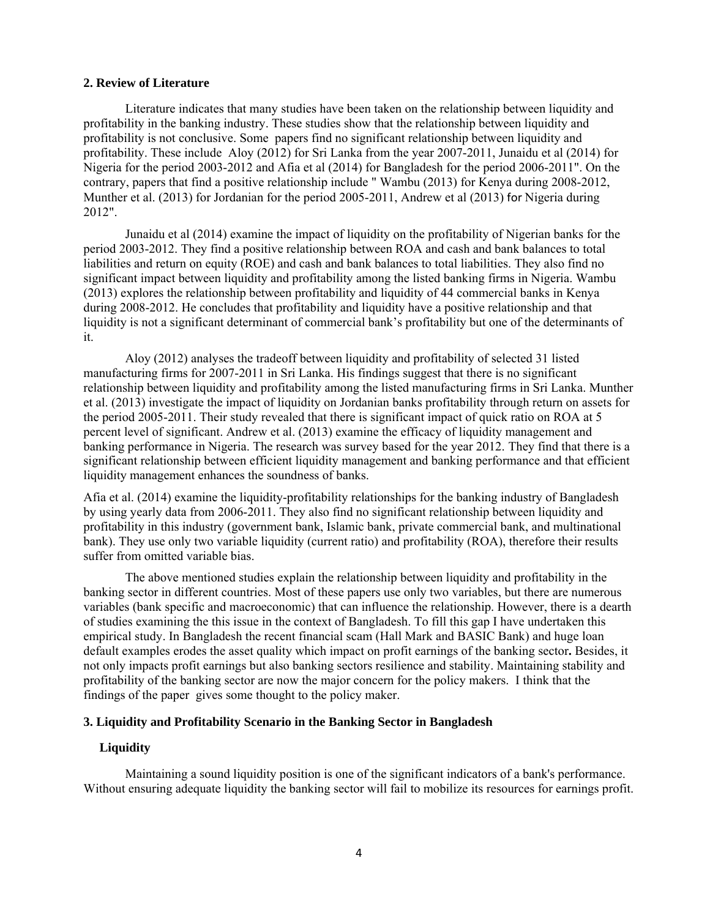## 2. Review of Literature

Literature indicates that many studies have been taken on the relationship between liquidity and profitability in the banking industry. These studies show that the relationship between liquidity and profitability is not conclusive. Some papers find no significant relationship between liquidity and profitability. These include Aloy (2012) for Sri Lanka from the year 2007-2011, Junaidu et al (2014) for Nigeria for the period 2003-2012 and Afia et al (2014) for Bangladesh for the period 2006-2011". On the contrary, papers that find a positive relationship include " Wambu (2013) for Kenya during 2008-2012, Munther et al. (2013) for Jordanian for the period 2005-2011, Andrew et al (2013) for Nigeria during 2012".

Junaidu et al (2014) examine the impact of liquidity on the profitability of Nigerian banks for the period 2003-2012. They find a positive relationship between ROA and cash and bank balances to total liabilities and return on equity (ROE) and cash and bank balances to total liabilities. They also find no significant impact between liquidity and profitability among the listed banking firms in Nigeria. Wambu (2013) explores the relationship between profitability and liquidity of 44 commercial banks in Kenya during 2008-2012. He concludes that profitability and liquidity have a positive relationship and that liquidity is not a significant determinant of commercial bank's profitability but one of the determinants of it.

Aloy (2012) analyses the tradeoff between liquidity and profitability of selected 31 listed manufacturing firms for 2007-2011 in Sri Lanka. His findings suggest that there is no significant relationship between liquidity and profitability among the listed manufacturing firms in Sri Lanka. Munther et al. (2013) investigate the impact of liquidity on Jordanian banks profitability through return on assets for the period 2005-2011. Their study revealed that there is significant impact of quick ratio on ROA at 5 percent level of significant. Andrew et al. (2013) examine the efficacy of liquidity management and banking performance in Nigeria. The research was survey based for the year 2012. They find that there is a significant relationship between efficient liquidity management and banking performance and that efficient liquidity management enhances the soundness of banks.

Afia et al. (2014) examine the liquidity-profitability relationships for the banking industry of Bangladesh by using yearly data from 2006-2011. They also find no significant relationship between liquidity and profitability in this industry (government bank, Islamic bank, private commercial bank, and multinational bank). They use only two variable liquidity (current ratio) and profitability (ROA), therefore their results suffer from omitted variable bias.

The above mentioned studies explain the relationship between liquidity and profitability in the banking sector in different countries. Most of these papers use only two variables, but there are numerous variables (bank specific and macroeconomic) that can influence the relationship. However, there is a dearth of studies examining the this issue in the context of Bangladesh. To fill this gap I have undertaken this empirical study. In Bangladesh the recent financial scam (Hall Mark and BASIC Bank) and huge loan default examples erodes the asset quality which impact on profit earnings of the banking sector**.** Besides, it not only impacts profit earnings but also banking sectors resilience and stability. Maintaining stability and profitability of the banking sector are now the major concern for the policy makers. I think that the findings of the paper gives some thought to the policy maker.

## 3. Liquidity and Profitability Scenario in the Banking Sector in Bangladesh

### Liquidity

Maintaining a sound liquidity position is one of the significant indicators of a bank's performance. Without ensuring adequate liquidity the banking sector will fail to mobilize its resources for earnings profit.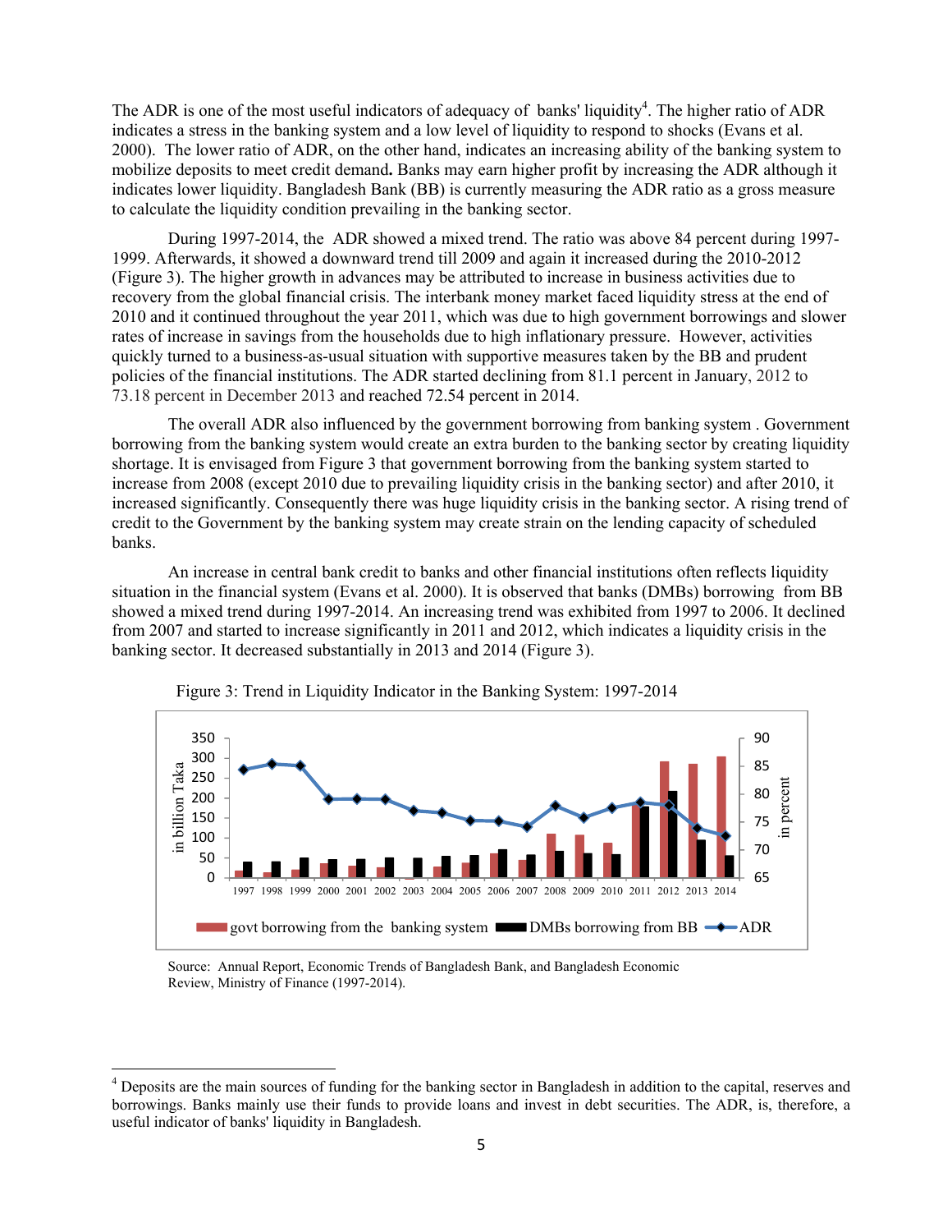The ADR is one of the most useful indicators of adequacy of banks' liquidity[4]. The higher ratio of ADR indicates a stress in the banking system and a low level of liquidity to respond to shocks (Evans et al. 2000). The lower ratio of ADR, on the other hand, indicates an increasing ability of the banking system to mobilize deposits to meet credit demand**.** Banks may earn higher profit by increasing the ADR although it indicates lower liquidity. Bangladesh Bank (BB) is currently measuring the ADR ratio as a gross measure to calculate the liquidity condition prevailing in the banking sector.

During 1997-2014, the ADR showed a mixed trend. The ratio was above 84 percent during 1997-1999. Afterwards, it showed a downward trend till 2009 and again it increased during the 2010-2012 (Figure 3). The higher growth in advances may be attributed to increase in business activities due to recovery from the global financial crisis. The interbank money market faced liquidity stress at the end of 2010 and it continued throughout the year 2011, which was due to high government borrowings and slower rates of increase in savings from the households due to high inflationary pressure. However, activities quickly turned to a business-as-usual situation with supportive measures taken by the BB and prudent policies of the financial institutions. The ADR started declining from 81.1 percent in January, 2012 to 73.18 percent in December 2013 and reached 72.54 percent in 2014.

The overall ADR also influenced by the government borrowing from banking system . Government borrowing from the banking system would create an extra burden to the banking sector by creating liquidity shortage. It is envisaged from Figure 3 that government borrowing from the banking system started to increase from 2008 (except 2010 due to prevailing liquidity crisis in the banking sector) and after 2010, it increased significantly. Consequently there was huge liquidity crisis in the banking sector. A rising trend of credit to the Government by the banking system may create strain on the lending capacity of scheduled banks.

An increase in central bank credit to banks and other financial institutions often reflects liquidity situation in the financial system (Evans et al. 2000). It is observed that banks (DMBs) borrowing from BB showed a mixed trend during 1997-2014. An increasing trend was exhibited from 1997 to 2006. It declined from 2007 and started to increase significantly in 2011 and 2012, which indicates a liquidity crisis in the banking sector. It decreased substantially in 2013 and 2014 (Figure 3).

Figure 3: Trend in Liquidity Indicator in the Banking System: 1997-2014

Source: Annual Report, Economic Trends of Bangladesh Bank, and Bangladesh Economic Review, Ministry of Finance (1997-2014).

[4] Deposits are the main sources of funding for the banking sector in Bangladesh in addition to the capital, reserves and borrowings. Banks mainly use their funds to provide loans and invest in debt securities. The ADR, is, therefore, a useful indicator of banks' liquidity in Bangladesh.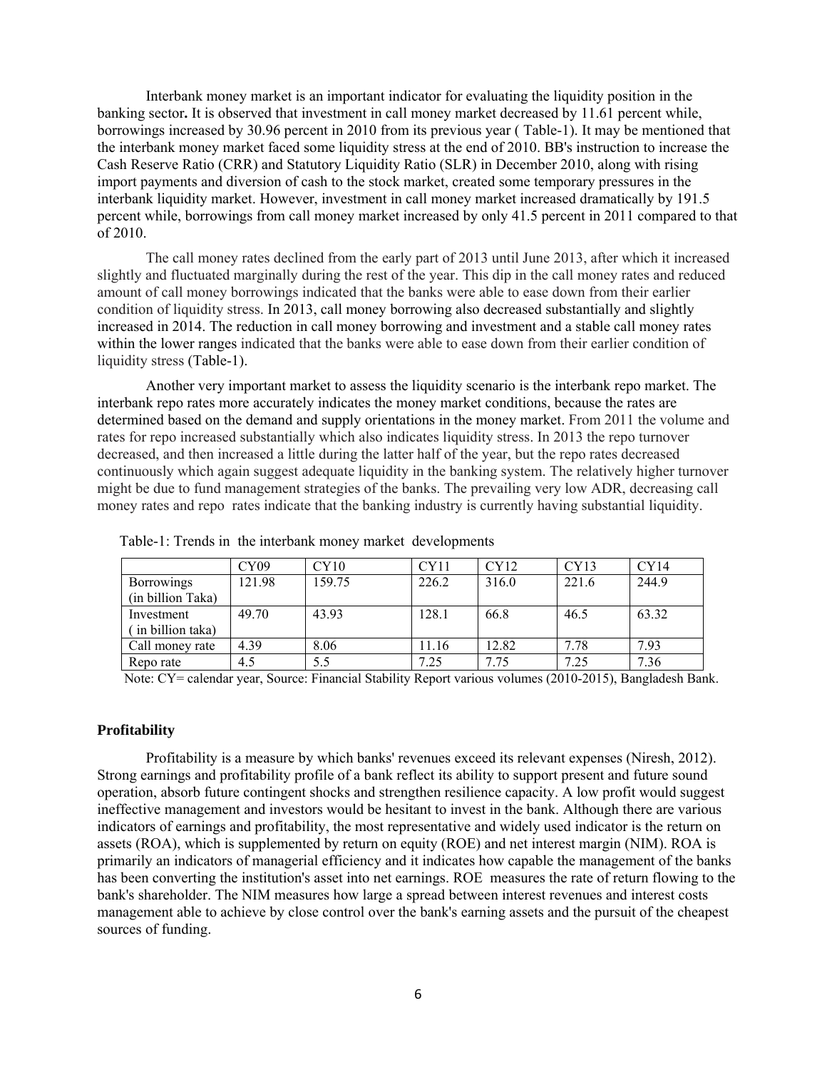Interbank money market is an important indicator for evaluating the liquidity position in the banking sector**.** It is observed that investment in call money market decreased by 11.61 percent while, borrowings increased by 30.96 percent in 2010 from its previous year ( Table-1). It may be mentioned that the interbank money market faced some liquidity stress at the end of 2010. BB's instruction to increase the Cash Reserve Ratio (CRR) and Statutory Liquidity Ratio (SLR) in December 2010, along with rising import payments and diversion of cash to the stock market, created some temporary pressures in the interbank liquidity market. However, investment in call money market increased dramatically by 191.5 percent while, borrowings from call money market increased by only 41.5 percent in 2011 compared to that of 2010.

The call money rates declined from the early part of 2013 until June 2013, after which it increased slightly and fluctuated marginally during the rest of the year. This dip in the call money rates and reduced amount of call money borrowings indicated that the banks were able to ease down from their earlier condition of liquidity stress. In 2013, call money borrowing also decreased substantially and slightly increased in 2014. The reduction in call money borrowing and investment and a stable call money rates within the lower ranges indicated that the banks were able to ease down from their earlier condition of liquidity stress (Table-1).

Another very important market to assess the liquidity scenario is the interbank repo market. The interbank repo rates more accurately indicates the money market conditions, because the rates are determined based on the demand and supply orientations in the money market. From 2011 the volume and rates for repo increased substantially which also indicates liquidity stress. In 2013 the repo turnover decreased, and then increased a little during the latter half of the year, but the repo rates decreased continuously which again suggest adequate liquidity in the banking system. The relatively higher turnover might be due to fund management strategies of the banks. The prevailing very low ADR, decreasing call money rates and repo rates indicate that the banking industry is currently having substantial liquidity.

Table-1: Trends in the interbank money market developments

| | CY09 | CY10 | CY11 | CY12 | CY13 | CY14 |
|---|---|---|---|---|---|---|
| Borrowings (in billion Taka) | 121.98 | 159.75 | 226.2 | 316.0 | 221.6 | 244.9 |
| Investment ( in billion taka) | 49.70 | 43.93 | 128.1 | 66.8 | 46.5 | 63.32 |
| Call money rate | 4.39 | 8.06 | 11.16 | 12.82 | 7.78 | 7.93 |
| Repo rate | 4.5 | 5.5 | 7.25 | 7.75 | 7.25 | 7.36 |

Note: CY= calendar year, Source: Financial Stability Report various volumes (2010-2015), Bangladesh Bank.

### Profitability

Profitability is a measure by which banks' revenues exceed its relevant expenses (Niresh, 2012). Strong earnings and profitability profile of a bank reflect its ability to support present and future sound operation, absorb future contingent shocks and strengthen resilience capacity. A low profit would suggest ineffective management and investors would be hesitant to invest in the bank. Although there are various indicators of earnings and profitability, the most representative and widely used indicator is the return on assets (ROA), which is supplemented by return on equity (ROE) and net interest margin (NIM). ROA is primarily an indicators of managerial efficiency and it indicates how capable the management of the banks has been converting the institution's asset into net earnings. ROE measures the rate of return flowing to the bank's shareholder. The NIM measures how large a spread between interest revenues and interest costs management able to achieve by close control over the bank's earning assets and the pursuit of the cheapest sources of funding.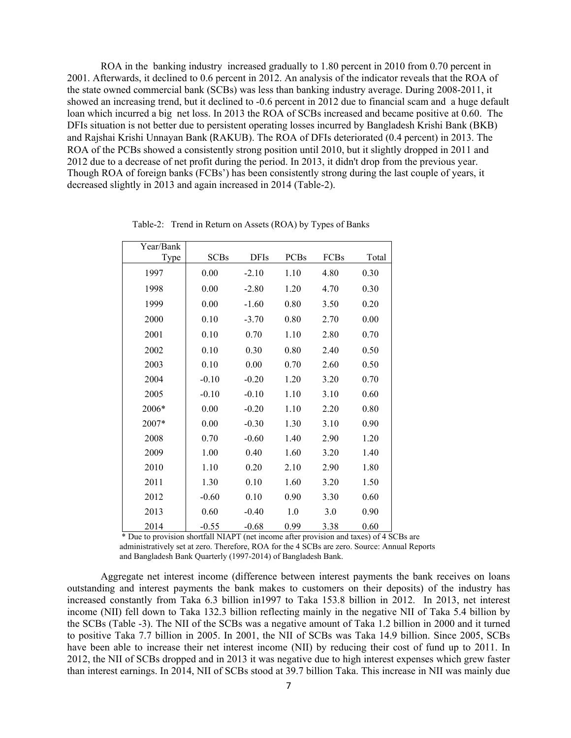ROA in the banking industry increased gradually to 1.80 percent in 2010 from 0.70 percent in 2001. Afterwards, it declined to 0.6 percent in 2012. An analysis of the indicator reveals that the ROA of the state owned commercial bank (SCBs) was less than banking industry average. During 2008-2011, it showed an increasing trend, but it declined to -0.6 percent in 2012 due to financial scam and a huge default loan which incurred a big net loss. In 2013 the ROA of SCBs increased and became positive at 0.60. The DFIs situation is not better due to persistent operating losses incurred by Bangladesh Krishi Bank (BKB) and Rajshai Krishi Unnayan Bank (RAKUB). The ROA of DFIs deteriorated (0.4 percent) in 2013. The ROA of the PCBs showed a consistently strong position until 2010, but it slightly dropped in 2011 and 2012 due to a decrease of net profit during the period. In 2013, it didn't drop from the previous year. Though ROA of foreign banks (FCBs') has been consistently strong during the last couple of years, it decreased slightly in 2013 and again increased in 2014 (Table-2).

Table-2: Trend in Return on Assets (ROA) by Types of Banks

| Year/Bank Type | SCBs | DFIs | PCBs | FCBs | Total |
|---|---|---|---|---|---|
| 1997 | 0.00 | -2.10 | 1.10 | 4.80 | 0.30 |
| 1998 | 0.00 | -2.80 | 1.20 | 4.70 | 0.30 |
| 1999 | 0.00 | -1.60 | 0.80 | 3.50 | 0.20 |
| 2000 | 0.10 | -3.70 | 0.80 | 2.70 | 0.00 |
| 2001 | 0.10 | 0.70 | 1.10 | 2.80 | 0.70 |
| 2002 | 0.10 | 0.30 | 0.80 | 2.40 | 0.50 |
| 2003 | 0.10 | 0.00 | 0.70 | 2.60 | 0.50 |
| 2004 | -0.10 | -0.20 | 1.20 | 3.20 | 0.70 |
| 2005 | -0.10 | -0.10 | 1.10 | 3.10 | 0.60 |
| 2006* | 0.00 | -0.20 | 1.10 | 2.20 | 0.80 |
| 2007* | 0.00 | -0.30 | 1.30 | 3.10 | 0.90 |
| 2008 | 0.70 | -0.60 | 1.40 | 2.90 | 1.20 |
| 2009 | 1.00 | 0.40 | 1.60 | 3.20 | 1.40 |
| 2010 | 1.10 | 0.20 | 2.10 | 2.90 | 1.80 |
| 2011 | 1.30 | 0.10 | 1.60 | 3.20 | 1.50 |
| 2012 | -0.60 | 0.10 | 0.90 | 3.30 | 0.60 |
| 2013 | 0.60 | -0.40 | 1.0 | 3.0 | 0.90 |
| 2014 | -0.55 | -0.68 | 0.99 | 3.38 | 0.60 |

\* Due to provision shortfall NIAPT (net income after provision and taxes) of 4 SCBs are administratively set at zero. Therefore, ROA for the 4 SCBs are zero. Source: Annual Reports and Bangladesh Bank Quarterly (1997-2014) of Bangladesh Bank.

Aggregate net interest income (difference between interest payments the bank receives on loans outstanding and interest payments the bank makes to customers on their deposits) of the industry has increased constantly from Taka 6.3 billion in1997 to Taka 153.8 billion in 2012. In 2013, net interest income (NII) fell down to Taka 132.3 billion reflecting mainly in the negative NII of Taka 5.4 billion by the SCBs (Table -3). The NII of the SCBs was a negative amount of Taka 1.2 billion in 2000 and it turned to positive Taka 7.7 billion in 2005. In 2001, the NII of SCBs was Taka 14.9 billion. Since 2005, SCBs have been able to increase their net interest income (NII) by reducing their cost of fund up to 2011. In 2012, the NII of SCBs dropped and in 2013 it was negative due to high interest expenses which grew faster than interest earnings. In 2014, NII of SCBs stood at 39.7 billion Taka. This increase in NII was mainly due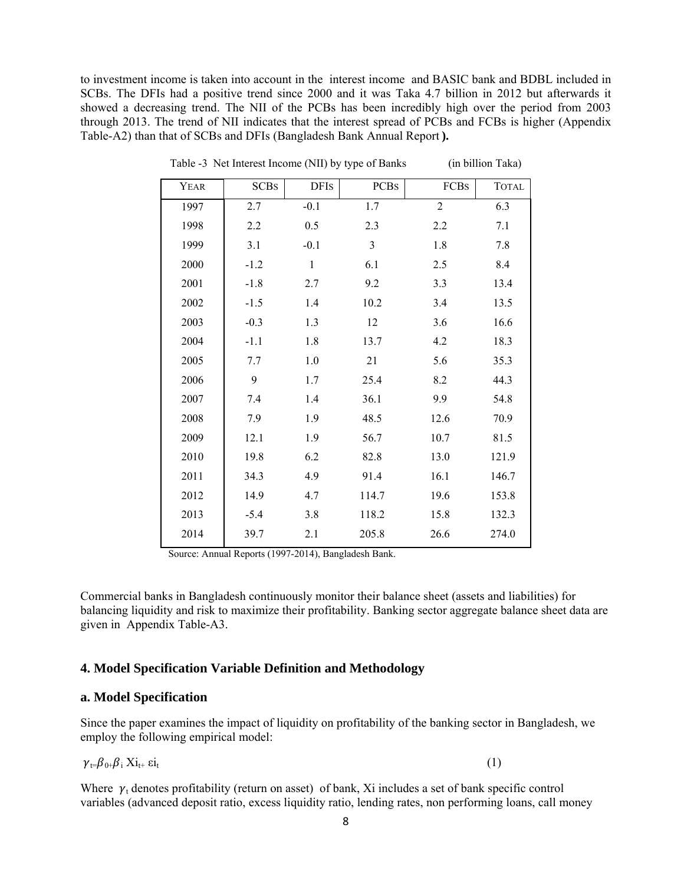to investment income is taken into account in the interest income and BASIC bank and BDBL included in SCBs. The DFIs had a positive trend since 2000 and it was Taka 4.7 billion in 2012 but afterwards it showed a decreasing trend. The NII of the PCBs has been incredibly high over the period from 2003 through 2013. The trend of NII indicates that the interest spread of PCBs and FCBs is higher (Appendix Table-A2) than that of SCBs and DFIs (Bangladesh Bank Annual Report **).**

Table -3 Net Interest Income (NII) by type of Banks (in billion Taka)

| YEAR | SCBs | DFIs | PCBs | FCBs | TOTAL |
|---|---|---|---|---|---|
| 1997 | 2.7 | -0.1 | 1.7 | 2 | 6.3 |
| 1998 | 2.2 | 0.5 | 2.3 | 2.2 | 7.1 |
| 1999 | 3.1 | -0.1 | 3 | 1.8 | 7.8 |
| 2000 | -1.2 | 1 | 6.1 | 2.5 | 8.4 |
| 2001 | -1.8 | 2.7 | 9.2 | 3.3 | 13.4 |
| 2002 | -1.5 | 1.4 | 10.2 | 3.4 | 13.5 |
| 2003 | -0.3 | 1.3 | 12 | 3.6 | 16.6 |
| 2004 | -1.1 | 1.8 | 13.7 | 4.2 | 18.3 |
| 2005 | 7.7 | 1.0 | 21 | 5.6 | 35.3 |
| 2006 | 9 | 1.7 | 25.4 | 8.2 | 44.3 |
| 2007 | 7.4 | 1.4 | 36.1 | 9.9 | 54.8 |
| 2008 | 7.9 | 1.9 | 48.5 | 12.6 | 70.9 |
| 2009 | 12.1 | 1.9 | 56.7 | 10.7 | 81.5 |
| 2010 | 19.8 | 6.2 | 82.8 | 13.0 | 121.9 |
| 2011 | 34.3 | 4.9 | 91.4 | 16.1 | 146.7 |
| 2012 | 14.9 | 4.7 | 114.7 | 19.6 | 153.8 |
| 2013 | -5.4 | 3.8 | 118.2 | 15.8 | 132.3 |
| 2014 | 39.7 | 2.1 | 205.8 | 26.6 | 274.0 |

Source: Annual Reports (1997-2014), Bangladesh Bank.

Commercial banks in Bangladesh continuously monitor their balance sheet (assets and liabilities) for balancing liquidity and risk to maximize their profitability. Banking sector aggregate balance sheet data are given in Appendix Table-A3.

## 4. Model Specification Variable Definition and Methodology

### a. Model Specification

Since the paper examines the impact of liquidity on profitability of the banking sector in Bangladesh, we employ the following empirical model:

$$\gamma_t = \beta_0 + \beta_i \, Xi_t + \varepsilon i_t \qquad (1)$$

Where $\gamma_t$ denotes profitability (return on asset) of bank, Xi includes a set of bank specific control variables (advanced deposit ratio, excess liquidity ratio, lending rates, non performing loans, call money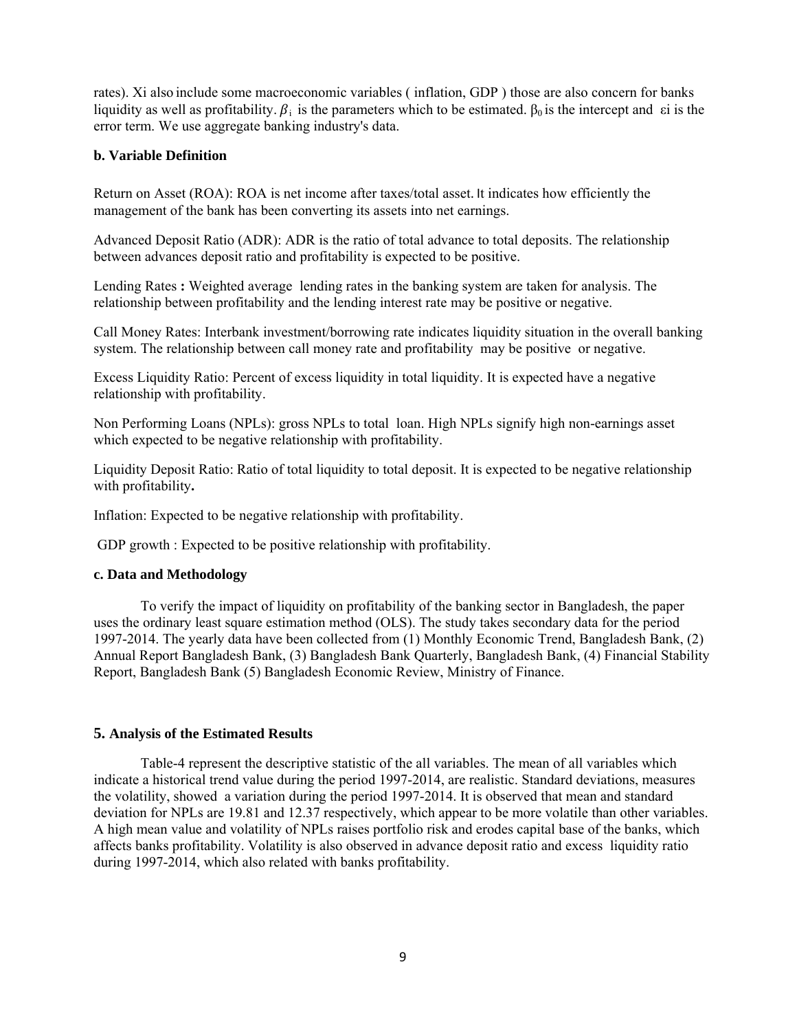rates). Xi also include some macroeconomic variables ( inflation, GDP ) those are also concern for banks liquidity as well as profitability. $\beta_i$ is the parameters which to be estimated. $\beta_0$ is the intercept and $\varepsilon i$ is the error term. We use aggregate banking industry's data.

### b. Variable Definition

Return on Asset (ROA): ROA is net income after taxes/total asset. It indicates how efficiently the management of the bank has been converting its assets into net earnings.

Advanced Deposit Ratio (ADR): ADR is the ratio of total advance to total deposits. The relationship between advances deposit ratio and profitability is expected to be positive.

Lending Rates **:** Weighted average lending rates in the banking system are taken for analysis. The relationship between profitability and the lending interest rate may be positive or negative.

Call Money Rates: Interbank investment/borrowing rate indicates liquidity situation in the overall banking system. The relationship between call money rate and profitability may be positive or negative.

Excess Liquidity Ratio: Percent of excess liquidity in total liquidity. It is expected have a negative relationship with profitability.

Non Performing Loans (NPLs): gross NPLs to total loan. High NPLs signify high non-earnings asset which expected to be negative relationship with profitability.

Liquidity Deposit Ratio: Ratio of total liquidity to total deposit. It is expected to be negative relationship with profitability**.**

Inflation: Expected to be negative relationship with profitability.

GDP growth : Expected to be positive relationship with profitability.

### c. Data and Methodology

To verify the impact of liquidity on profitability of the banking sector in Bangladesh, the paper uses the ordinary least square estimation method (OLS). The study takes secondary data for the period 1997-2014. The yearly data have been collected from (1) Monthly Economic Trend, Bangladesh Bank, (2) Annual Report Bangladesh Bank, (3) Bangladesh Bank Quarterly, Bangladesh Bank, (4) Financial Stability Report, Bangladesh Bank (5) Bangladesh Economic Review, Ministry of Finance.

## 5. Analysis of the Estimated Results

Table-4 represent the descriptive statistic of the all variables. The mean of all variables which indicate a historical trend value during the period 1997-2014, are realistic. Standard deviations, measures the volatility, showed a variation during the period 1997-2014. It is observed that mean and standard deviation for NPLs are 19.81 and 12.37 respectively, which appear to be more volatile than other variables. A high mean value and volatility of NPLs raises portfolio risk and erodes capital base of the banks, which affects banks profitability. Volatility is also observed in advance deposit ratio and excess liquidity ratio during 1997-2014, which also related with banks profitability.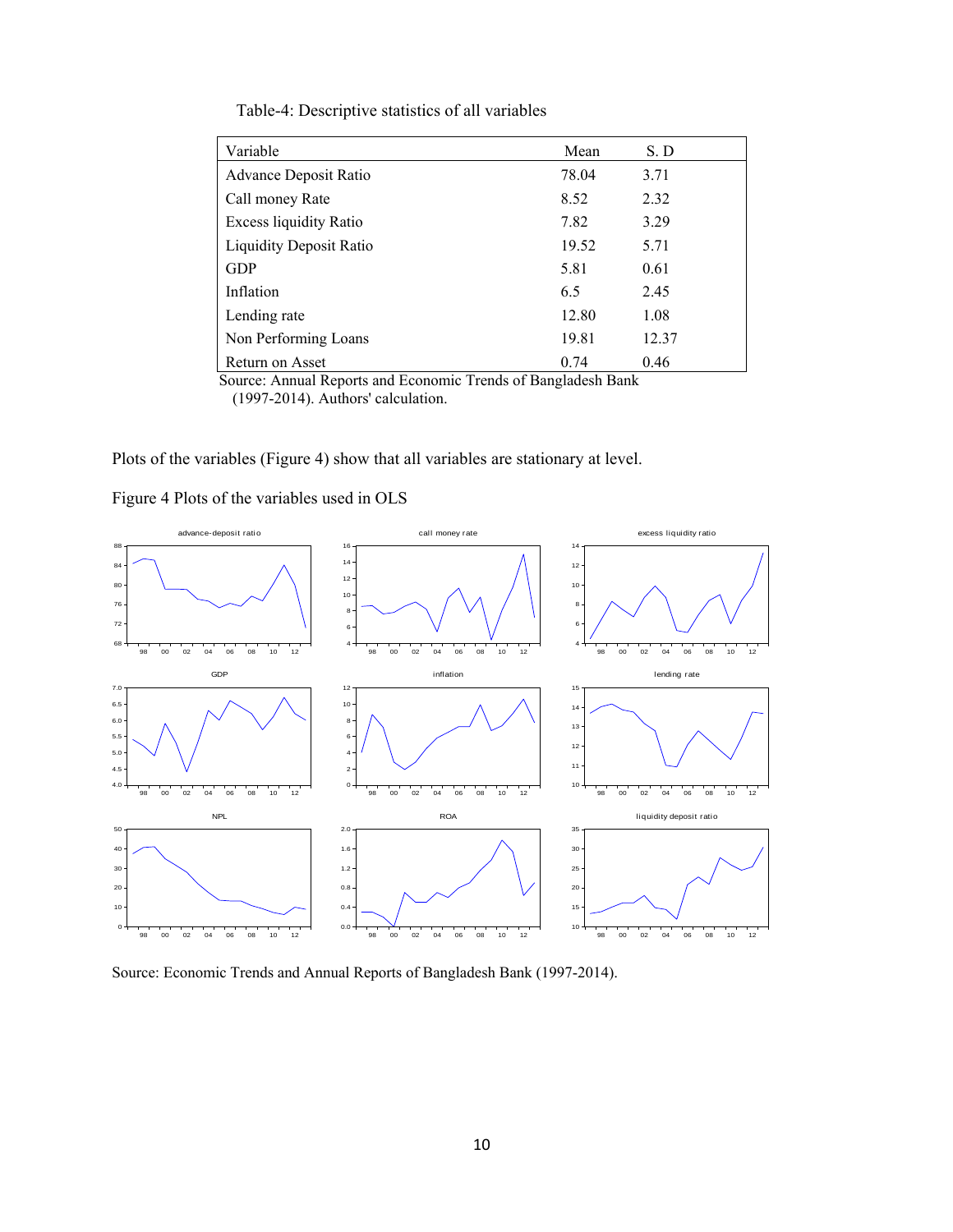Table-4: Descriptive statistics of all variables

| Variable | Mean | S. D |
|---|---|---|
| Advance Deposit Ratio | 78.04 | 3.71 |
| Call money Rate | 8.52 | 2.32 |
| Excess liquidity Ratio | 7.82 | 3.29 |
| Liquidity Deposit Ratio | 19.52 | 5.71 |
| GDP | 5.81 | 0.61 |
| Inflation | 6.5 | 2.45 |
| Lending rate | 12.80 | 1.08 |
| Non Performing Loans | 19.81 | 12.37 |
| Return on Asset | 0.74 | 0.46 |

Source: Annual Reports and Economic Trends of Bangladesh Bank (1997-2014). Authors' calculation.

Plots of the variables (Figure 4) show that all variables are stationary at level.

Figure 4 Plots of the variables used in OLS

Source: Economic Trends and Annual Reports of Bangladesh Bank (1997-2014).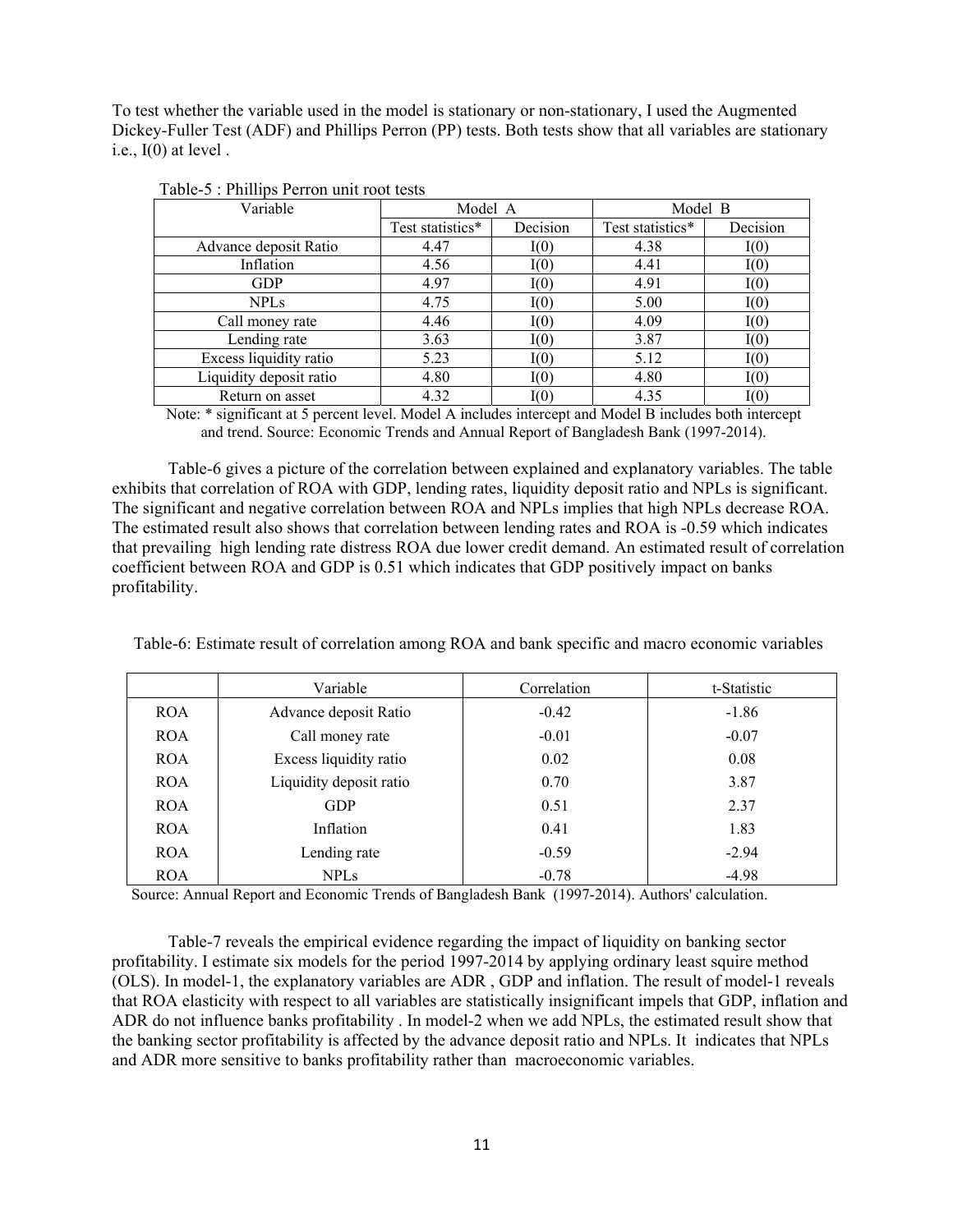To test whether the variable used in the model is stationary or non-stationary, I used the Augmented Dickey-Fuller Test (ADF) and Phillips Perron (PP) tests. Both tests show that all variables are stationary i.e., I(0) at level .

Table-5 : Phillips Perron unit root tests

| Variable | Model A | | Model B | |
|---|---|---|---|---|
| | Test statistics* | Decision | Test statistics* | Decision |
| Advance deposit Ratio | 4.47 | I(0) | 4.38 | I(0) |
| Inflation | 4.56 | I(0) | 4.41 | I(0) |
| GDP | 4.97 | I(0) | 4.91 | I(0) |
| NPLs | 4.75 | I(0) | 5.00 | I(0) |
| Call money rate | 4.46 | I(0) | 4.09 | I(0) |
| Lending rate | 3.63 | I(0) | 3.87 | I(0) |
| Excess liquidity ratio | 5.23 | I(0) | 5.12 | I(0) |
| Liquidity deposit ratio | 4.80 | I(0) | 4.80 | I(0) |
| Return on asset | 4.32 | I(0) | 4.35 | I(0) |

Note: * significant at 5 percent level. Model A includes intercept and Model B includes both intercept and trend. Source: Economic Trends and Annual Report of Bangladesh Bank (1997-2014).

Table-6 gives a picture of the correlation between explained and explanatory variables. The table exhibits that correlation of ROA with GDP, lending rates, liquidity deposit ratio and NPLs is significant. The significant and negative correlation between ROA and NPLs implies that high NPLs decrease ROA. The estimated result also shows that correlation between lending rates and ROA is -0.59 which indicates that prevailing high lending rate distress ROA due lower credit demand. An estimated result of correlation coefficient between ROA and GDP is 0.51 which indicates that GDP positively impact on banks profitability.

Table-6: Estimate result of correlation among ROA and bank specific and macro economic variables

| | Variable | Correlation | t-Statistic |
|---|---|---|---|
| ROA | Advance deposit Ratio | -0.42 | -1.86 |
| ROA | Call money rate | -0.01 | -0.07 |
| ROA | Excess liquidity ratio | 0.02 | 0.08 |
| ROA | Liquidity deposit ratio | 0.70 | 3.87 |
| ROA | GDP | 0.51 | 2.37 |
| ROA | Inflation | 0.41 | 1.83 |
| ROA | Lending rate | -0.59 | -2.94 |
| ROA | NPLs | -0.78 | -4.98 |

Source: Annual Report and Economic Trends of Bangladesh Bank (1997-2014). Authors' calculation.

Table-7 reveals the empirical evidence regarding the impact of liquidity on banking sector profitability. I estimate six models for the period 1997-2014 by applying ordinary least squire method (OLS). In model-1, the explanatory variables are ADR , GDP and inflation. The result of model-1 reveals that ROA elasticity with respect to all variables are statistically insignificant impels that GDP, inflation and ADR do not influence banks profitability . In model-2 when we add NPLs, the estimated result show that the banking sector profitability is affected by the advance deposit ratio and NPLs. It indicates that NPLs and ADR more sensitive to banks profitability rather than macroeconomic variables.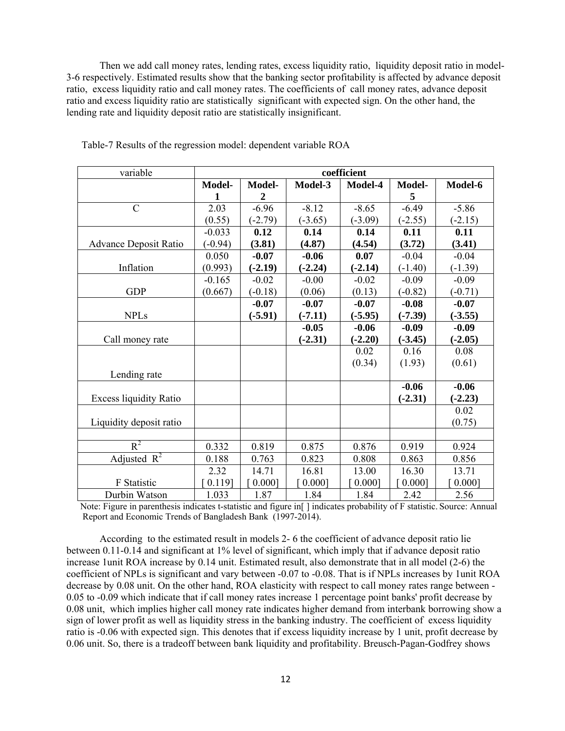Then we add call money rates, lending rates, excess liquidity ratio, liquidity deposit ratio in model-3-6 respectively. Estimated results show that the banking sector profitability is affected by advance deposit ratio, excess liquidity ratio and call money rates. The coefficients of call money rates, advance deposit ratio and excess liquidity ratio are statistically significant with expected sign. On the other hand, the lending rate and liquidity deposit ratio are statistically insignificant.

Table-7 Results of the regression model: dependent variable ROA

| variable | coefficient | | | | | |
|---|---|---|---|---|---|---|
| | **Model-1** | **Model-2** | **Model-3** | **Model-4** | **Model-5** | **Model-6** |
| C | 2.03<br>(0.55) | -6.96<br>(-2.79) | -8.12<br>(-3.65) | -8.65<br>(-3.09) | -6.49<br>(-2.55) | -5.86<br>(-2.15) |
| Advance Deposit Ratio | -0.033<br>(-0.94) | **0.12**<br>**(3.81)** | **0.14**<br>**(4.87)** | **0.14**<br>**(4.54)** | **0.11**<br>**(3.72)** | **0.11**<br>**(3.41)** |
| Inflation | 0.050<br>(0.993) | **-0.07**<br>**(-2.19)** | **-0.06**<br>**(-2.24)** | **0.07**<br>**(-2.14)** | -0.04<br>(-1.40) | -0.04<br>(-1.39) |
| GDP | -0.165<br>(0.667) | -0.02<br>(-0.18) | -0.00<br>(0.06) | -0.02<br>(0.13) | -0.09<br>(-0.82) | -0.09<br>(-0.71) |
| NPLs | | **-0.07**<br>**(-5.91)** | **-0.07**<br>**(-7.11)** | **-0.07**<br>**(-5.95)** | **-0.08**<br>**(-7.39)** | **-0.07**<br>**(-3.55)** |
| Call money rate | | | **-0.05**<br>**(-2.31)** | **-0.06**<br>**(-2.20)** | **-0.09**<br>**(-3.45)** | **-0.09**<br>**(-2.05)** |
| Lending rate | | | | 0.02<br>(0.34) | 0.16<br>(1.93) | 0.08<br>(0.61) |
| Excess liquidity Ratio | | | | | **-0.06**<br>**(-2.31)** | **-0.06**<br>**(-2.23)** |
| Liquidity deposit ratio | | | | | | 0.02<br>(0.75) |
| | | | | | | |
| $R^2$ | 0.332 | 0.819 | 0.875 | 0.876 | 0.919 | 0.924 |
| Adjusted $R^2$ | 0.188 | 0.763 | 0.823 | 0.808 | 0.863 | 0.856 |
| F Statistic | 2.32<br>[ 0.119] | 14.71<br>[ 0.000] | 16.81<br>[ 0.000] | 13.00<br>[ 0.000] | 16.30<br>[ 0.000] | 13.71<br>[ 0.000] |
| Durbin Watson | 1.033 | 1.87 | 1.84 | 1.84 | 2.42 | 2.56 |

Note: Figure in parenthesis indicates t-statistic and figure in[ ] indicates probability of F statistic. Source: Annual Report and Economic Trends of Bangladesh Bank (1997-2014).

According to the estimated result in models 2- 6 the coefficient of advance deposit ratio lie between 0.11-0.14 and significant at 1% level of significant, which imply that if advance deposit ratio increase 1unit ROA increase by 0.14 unit. Estimated result, also demonstrate that in all model (2-6) the coefficient of NPLs is significant and vary between -0.07 to -0.08. That is if NPLs increases by 1unit ROA decrease by 0.08 unit. On the other hand, ROA elasticity with respect to call money rates range between -0.05 to -0.09 which indicate that if call money rates increase 1 percentage point banks' profit decrease by 0.08 unit, which implies higher call money rate indicates higher demand from interbank borrowing show a sign of lower profit as well as liquidity stress in the banking industry. The coefficient of excess liquidity ratio is -0.06 with expected sign. This denotes that if excess liquidity increase by 1 unit, profit decrease by 0.06 unit. So, there is a tradeoff between bank liquidity and profitability. Breusch-Pagan-Godfrey shows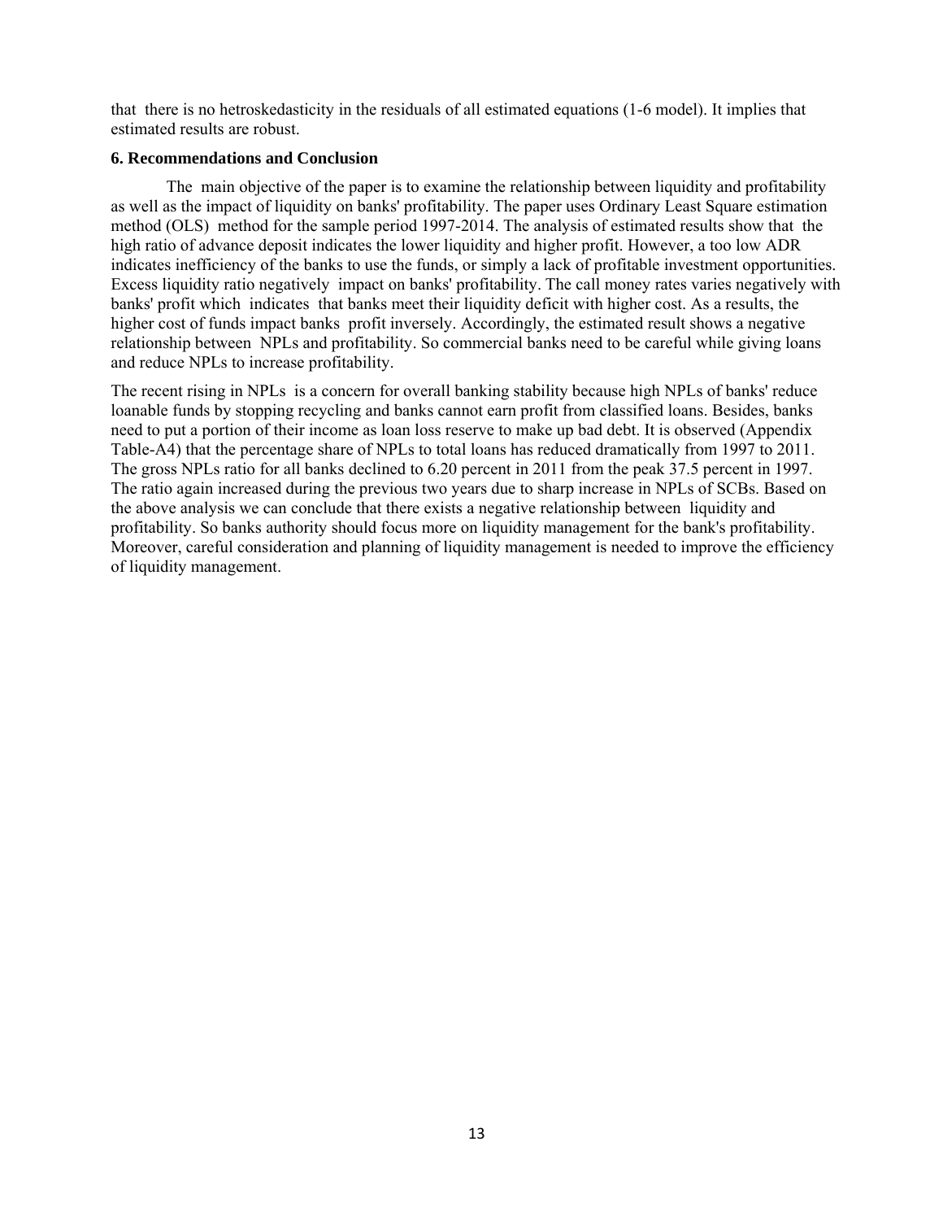that there is no hetroskedasticity in the residuals of all estimated equations (1-6 model). It implies that estimated results are robust.

### 6. Recommendations and Conclusion

The main objective of the paper is to examine the relationship between liquidity and profitability as well as the impact of liquidity on banks' profitability. The paper uses Ordinary Least Square estimation method (OLS) method for the sample period 1997-2014. The analysis of estimated results show that the high ratio of advance deposit indicates the lower liquidity and higher profit. However, a too low ADR indicates inefficiency of the banks to use the funds, or simply a lack of profitable investment opportunities. Excess liquidity ratio negatively impact on banks' profitability. The call money rates varies negatively with banks' profit which indicates that banks meet their liquidity deficit with higher cost. As a results, the higher cost of funds impact banks profit inversely. Accordingly, the estimated result shows a negative relationship between NPLs and profitability. So commercial banks need to be careful while giving loans and reduce NPLs to increase profitability.

The recent rising in NPLs is a concern for overall banking stability because high NPLs of banks' reduce loanable funds by stopping recycling and banks cannot earn profit from classified loans. Besides, banks need to put a portion of their income as loan loss reserve to make up bad debt. It is observed (Appendix Table-A4) that the percentage share of NPLs to total loans has reduced dramatically from 1997 to 2011. The gross NPLs ratio for all banks declined to 6.20 percent in 2011 from the peak 37.5 percent in 1997. The ratio again increased during the previous two years due to sharp increase in NPLs of SCBs. Based on the above analysis we can conclude that there exists a negative relationship between liquidity and profitability. So banks authority should focus more on liquidity management for the bank's profitability. Moreover, careful consideration and planning of liquidity management is needed to improve the efficiency of liquidity management.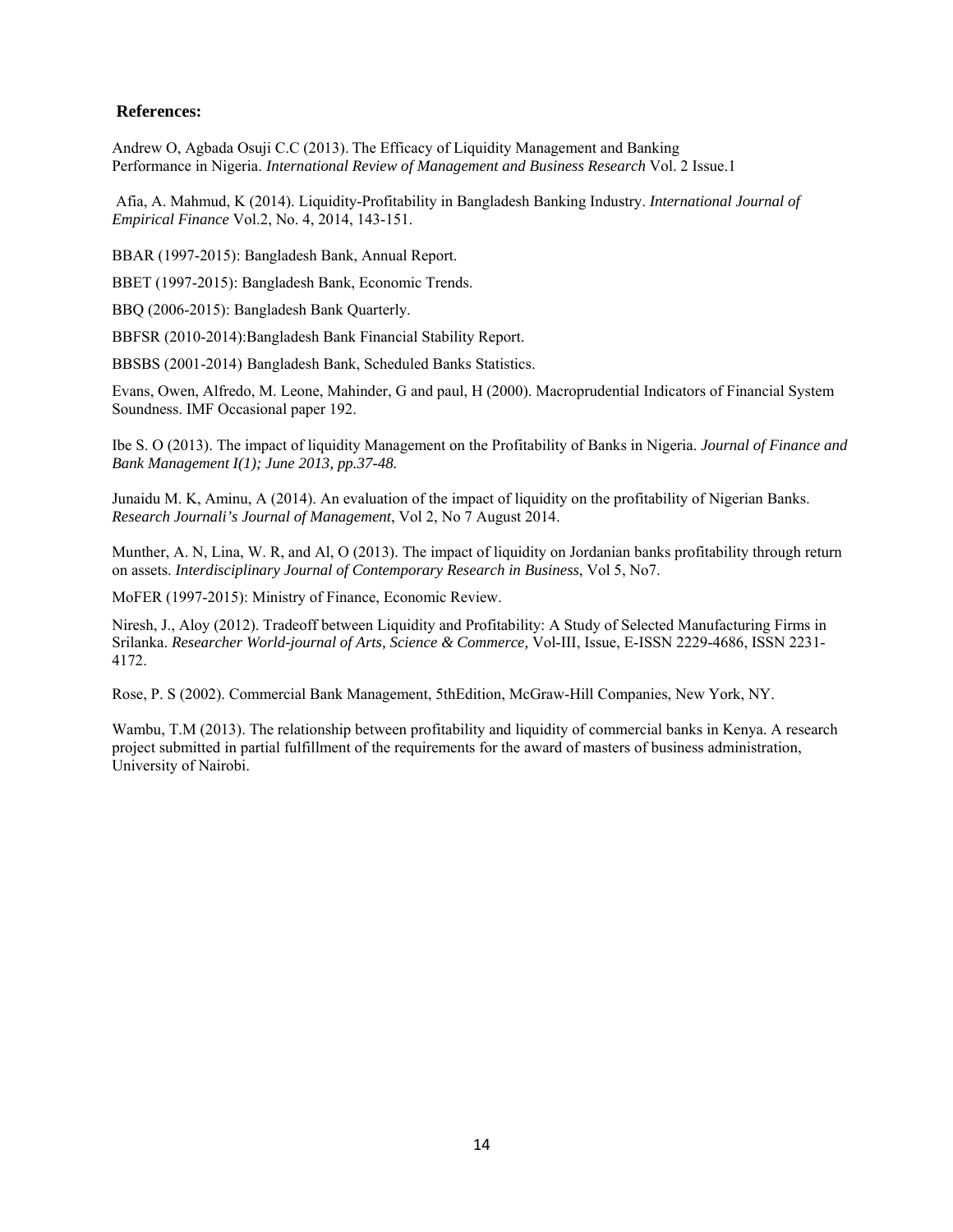## References:

Andrew O, Agbada Osuji C.C (2013). The Efficacy of Liquidity Management and Banking Performance in Nigeria. *International Review of Management and Business Research* Vol. 2 Issue.1

Afia, A. Mahmud, K (2014). Liquidity-Profitability in Bangladesh Banking Industry. *International Journal of Empirical Finance* Vol.2, No. 4, 2014, 143-151.

BBAR (1997-2015): Bangladesh Bank, Annual Report.

BBET (1997-2015): Bangladesh Bank, Economic Trends.

BBQ (2006-2015): Bangladesh Bank Quarterly.

BBFSR (2010-2014):Bangladesh Bank Financial Stability Report.

BBSBS (2001-2014) Bangladesh Bank, Scheduled Banks Statistics.

Evans, Owen, Alfredo, M. Leone, Mahinder, G and paul, H (2000). Macroprudential Indicators of Financial System Soundness. IMF Occasional paper 192.

Ibe S. O (2013). The impact of liquidity Management on the Profitability of Banks in Nigeria. *Journal of Finance and Bank Management I(1); June 2013, pp.37-48.*

Junaidu M. K, Aminu, A (2014). An evaluation of the impact of liquidity on the profitability of Nigerian Banks. *Research Journali's Journal of Management*, Vol 2, No 7 August 2014.

Munther, A. N, Lina, W. R, and Al, O (2013). The impact of liquidity on Jordanian banks profitability through return on assets. *Interdisciplinary Journal of Contemporary Research in Business*, Vol 5, No7.

MoFER (1997-2015): Ministry of Finance, Economic Review.

Niresh, J., Aloy (2012). Tradeoff between Liquidity and Profitability: A Study of Selected Manufacturing Firms in Srilanka. *Researcher World-journal of Arts, Science & Commerce,* Vol-III, Issue, E-ISSN 2229-4686, ISSN 2231-4172.

Rose, P. S (2002). Commercial Bank Management, 5thEdition, McGraw-Hill Companies, New York, NY.

Wambu, T.M (2013). The relationship between profitability and liquidity of commercial banks in Kenya. A research project submitted in partial fulfillment of the requirements for the award of masters of business administration, University of Nairobi.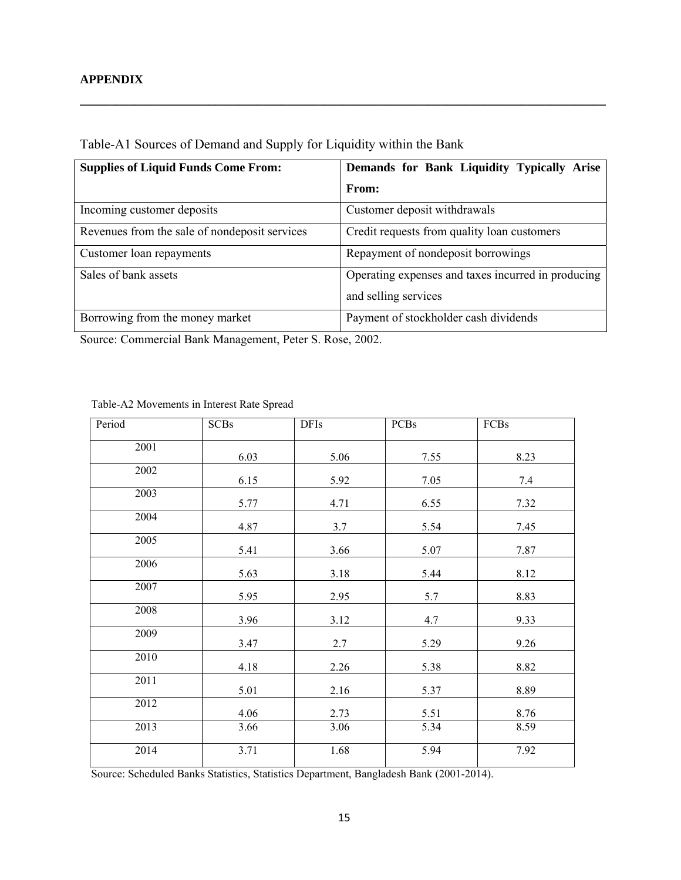**APPENDIX**

---

Table-A1 Sources of Demand and Supply for Liquidity within the Bank

| **Supplies of Liquid Funds Come From:** | **Demands for Bank Liquidity Typically Arise From:** |
|---|---|
| Incoming customer deposits | Customer deposit withdrawals |
| Revenues from the sale of nondeposit services | Credit requests from quality loan customers |
| Customer loan repayments | Repayment of nondeposit borrowings |
| Sales of bank assets | Operating expenses and taxes incurred in producing and selling services |
| Borrowing from the money market | Payment of stockholder cash dividends |

Source: Commercial Bank Management, Peter S. Rose, 2002.

Table-A2 Movements in Interest Rate Spread

| Period | SCBs | DFIs | PCBs | FCBs |
|---|---|---|---|---|
| 2001 | 6.03 | 5.06 | 7.55 | 8.23 |
| 2002 | 6.15 | 5.92 | 7.05 | 7.4 |
| 2003 | 5.77 | 4.71 | 6.55 | 7.32 |
| 2004 | 4.87 | 3.7 | 5.54 | 7.45 |
| 2005 | 5.41 | 3.66 | 5.07 | 7.87 |
| 2006 | 5.63 | 3.18 | 5.44 | 8.12 |
| 2007 | 5.95 | 2.95 | 5.7 | 8.83 |
| 2008 | 3.96 | 3.12 | 4.7 | 9.33 |
| 2009 | 3.47 | 2.7 | 5.29 | 9.26 |
| 2010 | 4.18 | 2.26 | 5.38 | 8.82 |
| 2011 | 5.01 | 2.16 | 5.37 | 8.89 |
| 2012 | 4.06 | 2.73 | 5.51 | 8.76 |
| 2013 | 3.66 | 3.06 | 5.34 | 8.59 |
| 2014 | 3.71 | 1.68 | 5.94 | 7.92 |

Source: Scheduled Banks Statistics, Statistics Department, Bangladesh Bank (2001-2014).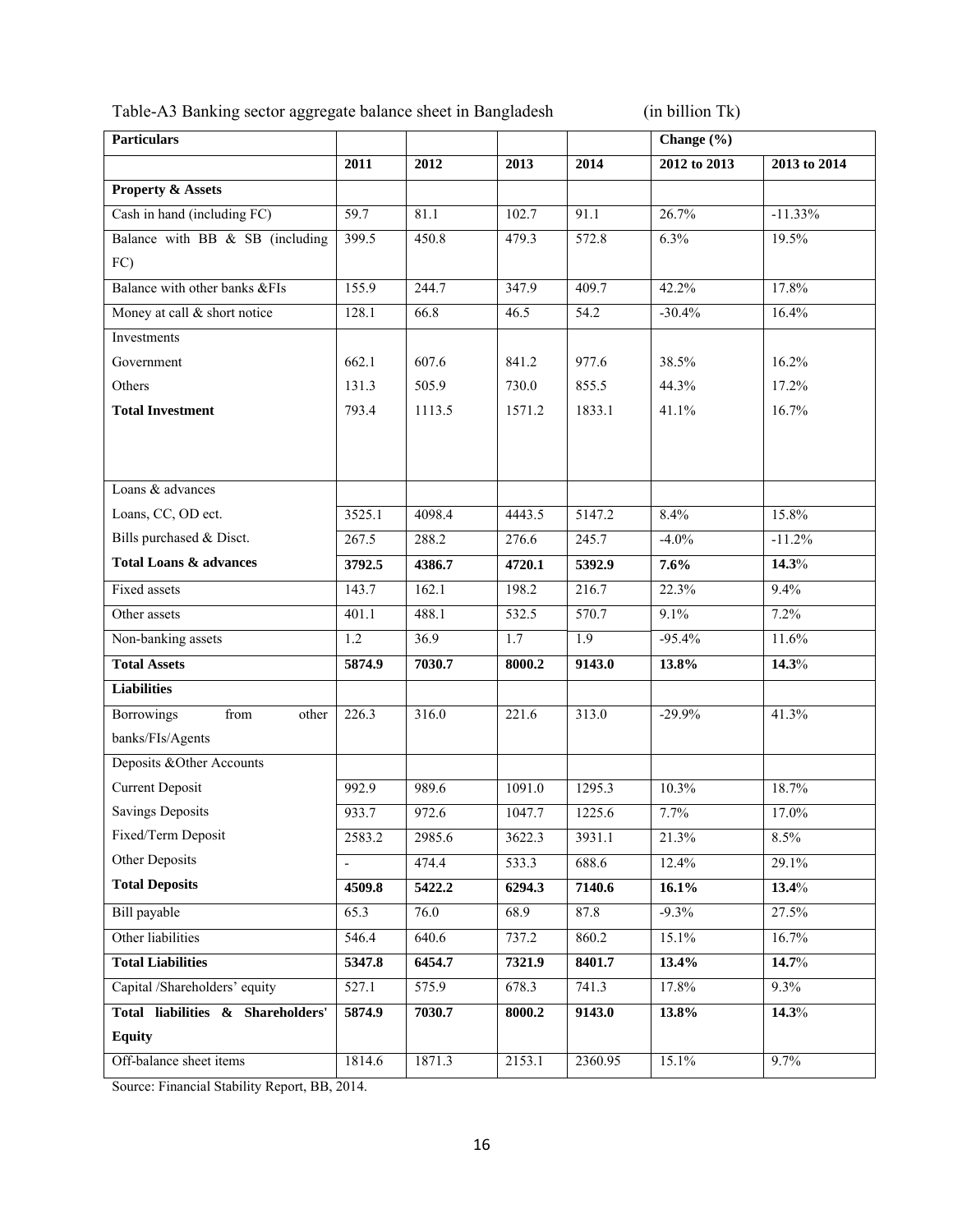Table-A3 Banking sector aggregate balance sheet in Bangladesh (in billion Tk)

| Particulars | | | | | Change (%) | |
|---|---|---|---|---|---|---|
| | 2011 | 2012 | 2013 | 2014 | 2012 to 2013 | 2013 to 2014 |
| **Property & Assets** | | | | | | |
| Cash in hand (including FC) | 59.7 | 81.1 | 102.7 | 91.1 | 26.7% | -11.33% |
| Balance with BB & SB (including FC) | 399.5 | 450.8 | 479.3 | 572.8 | 6.3% | 19.5% |
| Balance with other banks &FIs | 155.9 | 244.7 | 347.9 | 409.7 | 42.2% | 17.8% |
| Money at call & short notice | 128.1 | 66.8 | 46.5 | 54.2 | -30.4% | 16.4% |
| Investments | | | | | | |
| Government | 662.1 | 607.6 | 841.2 | 977.6 | 38.5% | 16.2% |
| Others | 131.3 | 505.9 | 730.0 | 855.5 | 44.3% | 17.2% |
| **Total Investment** | 793.4 | 1113.5 | 1571.2 | 1833.1 | 41.1% | 16.7% |
| Loans & advances | | | | | | |
| Loans, CC, OD ect. | 3525.1 | 4098.4 | 4443.5 | 5147.2 | 8.4% | 15.8% |
| Bills purchased & Disct. | 267.5 | 288.2 | 276.6 | 245.7 | -4.0% | -11.2% |
| **Total Loans & advances** | **3792.5** | **4386.7** | **4720.1** | **5392.9** | **7.6%** | **14.3**% |
| Fixed assets | 143.7 | 162.1 | 198.2 | 216.7 | 22.3% | 9.4% |
| Other assets | 401.1 | 488.1 | 532.5 | 570.7 | 9.1% | 7.2% |
| Non-banking assets | 1.2 | 36.9 | 1.7 | 1.9 | -95.4% | 11.6% |
| **Total Assets** | **5874.9** | **7030.7** | **8000.2** | **9143.0** | **13.8%** | **14.3**% |
| **Liabilities** | | | | | | |
| Borrowings from other banks/FIs/Agents | 226.3 | 316.0 | 221.6 | 313.0 | -29.9% | 41.3% |
| Deposits &Other Accounts | | | | | | |
| Current Deposit | 992.9 | 989.6 | 1091.0 | 1295.3 | 10.3% | 18.7% |
| Savings Deposits | 933.7 | 972.6 | 1047.7 | 1225.6 | 7.7% | 17.0% |
| Fixed/Term Deposit | 2583.2 | 2985.6 | 3622.3 | 3931.1 | 21.3% | 8.5% |
| Other Deposits | - | 474.4 | 533.3 | 688.6 | 12.4% | 29.1% |
| **Total Deposits** | **4509.8** | **5422.2** | **6294.3** | **7140.6** | **16.1%** | **13.4**% |
| Bill payable | 65.3 | 76.0 | 68.9 | 87.8 | -9.3% | 27.5% |
| Other liabilities | 546.4 | 640.6 | 737.2 | 860.2 | 15.1% | 16.7% |
| **Total Liabilities** | **5347.8** | **6454.7** | **7321.9** | **8401.7** | **13.4%** | **14.7**% |
| Capital /Shareholders' equity | 527.1 | 575.9 | 678.3 | 741.3 | 17.8% | 9.3% |
| **Total liabilities & Shareholders' Equity** | **5874.9** | **7030.7** | **8000.2** | **9143.0** | **13.8%** | **14.3**% |
| Off-balance sheet items | 1814.6 | 1871.3 | 2153.1 | 2360.95 | 15.1% | 9.7% |

Source: Financial Stability Report, BB, 2014.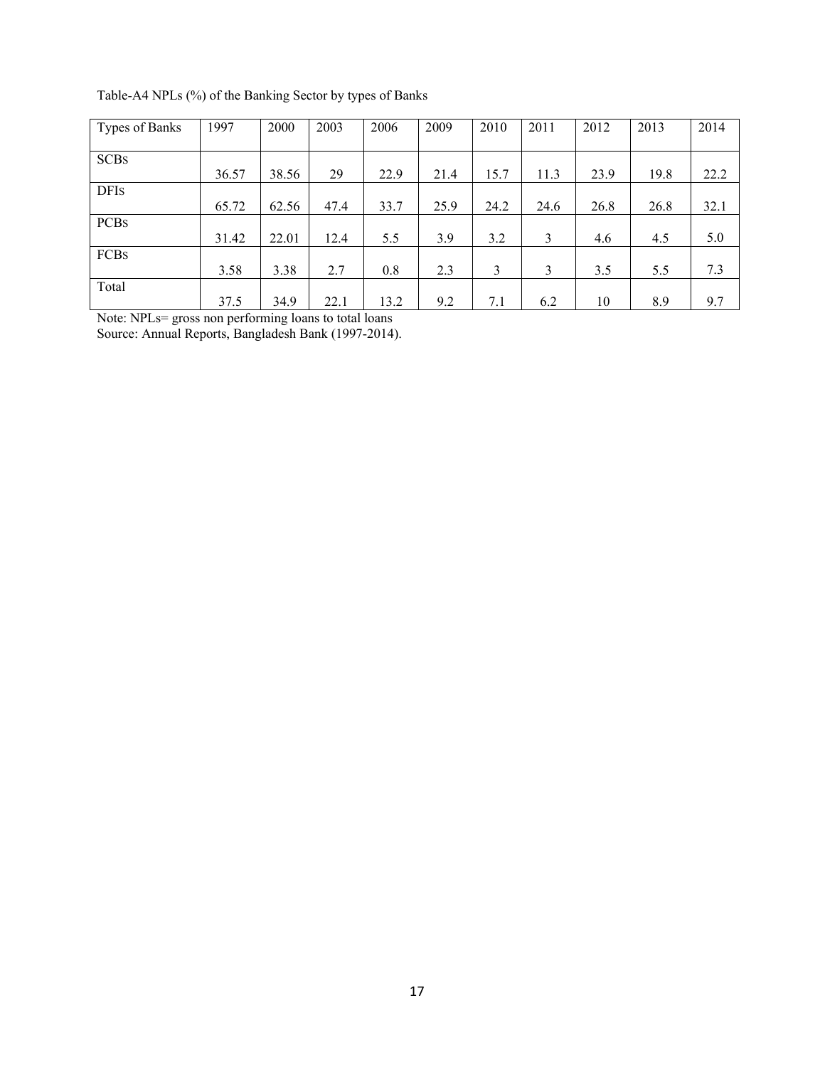Table-A4 NPLs (%) of the Banking Sector by types of Banks

| Types of Banks | 1997 | 2000 | 2003 | 2006 | 2009 | 2010 | 2011 | 2012 | 2013 | 2014 |
|---|---|---|---|---|---|---|---|---|---|---|
| SCBs | 36.57 | 38.56 | 29 | 22.9 | 21.4 | 15.7 | 11.3 | 23.9 | 19.8 | 22.2 |
| DFIs | 65.72 | 62.56 | 47.4 | 33.7 | 25.9 | 24.2 | 24.6 | 26.8 | 26.8 | 32.1 |
| PCBs | 31.42 | 22.01 | 12.4 | 5.5 | 3.9 | 3.2 | 3 | 4.6 | 4.5 | 5.0 |
| FCBs | 3.58 | 3.38 | 2.7 | 0.8 | 2.3 | 3 | 3 | 3.5 | 5.5 | 7.3 |
| Total | 37.5 | 34.9 | 22.1 | 13.2 | 9.2 | 7.1 | 6.2 | 10 | 8.9 | 9.7 |

Note: NPLs= gross non performing loans to total loans
Source: Annual Reports, Bangladesh Bank (1997-2014).